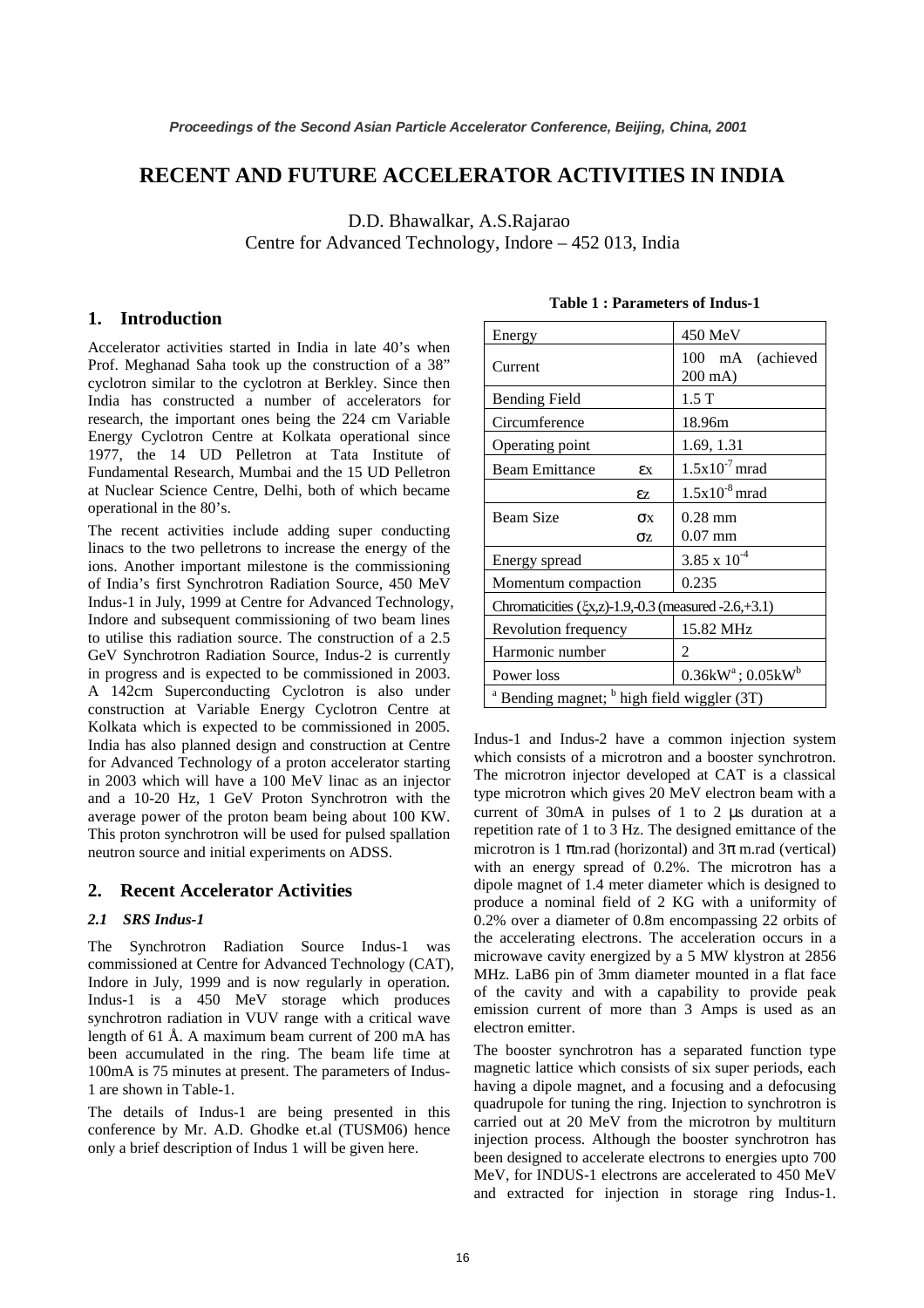# RECENT AND FUTURE ACCELERATOR ACTIVITIES IN INDIA

D.D. Bhawalkar, A.S.Rajarao
Centre for Advanced Technology, Indore – 452 013, India

## 1. Introduction

Accelerator activities started in India in late 40's when Prof. Meghanad Saha took up the construction of a 38" cyclotron similar to the cyclotron at Berkley. Since then India has constructed a number of accelerators for research, the important ones being the 224 cm Variable Energy Cyclotron Centre at Kolkata operational since 1977, the 14 UD Pelletron at Tata Institute of Fundamental Research, Mumbai and the 15 UD Pelletron at Nuclear Science Centre, Delhi, both of which became operational in the 80's.

The recent activities include adding super conducting linacs to the two pelletrons to increase the energy of the ions. Another important milestone is the commissioning of India's first Synchrotron Radiation Source, 450 MeV Indus-1 in July, 1999 at Centre for Advanced Technology, Indore and subsequent commissioning of two beam lines to utilise this radiation source. The construction of a 2.5 GeV Synchrotron Radiation Source, Indus-2 is currently in progress and is expected to be commissioned in 2003. A 142cm Superconducting Cyclotron is also under construction at Variable Energy Cyclotron Centre at Kolkata which is expected to be commissioned in 2005. India has also planned design and construction at Centre for Advanced Technology of a proton accelerator starting in 2003 which will have a 100 MeV linac as an injector and a 10-20 Hz, 1 GeV Proton Synchrotron with the average power of the proton beam being about 100 KW. This proton synchrotron will be used for pulsed spallation neutron source and initial experiments on ADSS.

## 2. Recent Accelerator Activities

### *2.1 SRS Indus-1*

The Synchrotron Radiation Source Indus-1 was commissioned at Centre for Advanced Technology (CAT), Indore in July, 1999 and is now regularly in operation. Indus-1 is a 450 MeV storage which produces synchrotron radiation in VUV range with a critical wave length of 61 Å. A maximum beam current of 200 mA has been accumulated in the ring. The beam life time at 100mA is 75 minutes at present. The parameters of Indus-1 are shown in Table-1.

The details of Indus-1 are being presented in this conference by Mr. A.D. Ghodke et.al (TUSM06) hence only a brief description of Indus 1 will be given here.

**Table 1 : Parameters of Indus-1**

| Parameter | | Value |
|---|---|---|
| Energy | | 450 MeV |
| Current | | 100 mA (achieved 200 mA) |
| Bending Field | | 1.5 T |
| Circumference | | 18.96m |
| Operating point | | 1.69, 1.31 |
| Beam Emittance | $\varepsilon_x$ | $1.5\times10^{-7}$ mrad |
| | $\varepsilon_z$ | $1.5\times10^{-8}$ mrad |
| Beam Size | $\sigma_x$ | 0.28 mm |
| | $\sigma_z$ | 0.07 mm |
| Energy spread | | $3.85 \times 10^{-4}$ |
| Momentum compaction | | 0.235 |
| Chromaticities ($\xi$x,z)-1.9,-0.3 (measured -2.6,+3.1) | | |
| Revolution frequency | | 15.82 MHz |
| Harmonic number | | 2 |
| Power loss | | 0.36kW[a] ; 0.05kW[b] |
| [a] Bending magnet; [b] high field wiggler (3T) | | |

Indus-1 and Indus-2 have a common injection system which consists of a microtron and a booster synchrotron. The microtron injector developed at CAT is a classical type microtron which gives 20 MeV electron beam with a current of 30mA in pulses of 1 to 2 μs duration at a repetition rate of 1 to 3 Hz. The designed emittance of the microtron is 1 πm.rad (horizontal) and 3π m.rad (vertical) with an energy spread of 0.2%. The microtron has a dipole magnet of 1.4 meter diameter which is designed to produce a nominal field of 2 KG with a uniformity of 0.2% over a diameter of 0.8m encompassing 22 orbits of the accelerating electrons. The acceleration occurs in a microwave cavity energized by a 5 MW klystron at 2856 MHz. LaB6 pin of 3mm diameter mounted in a flat face of the cavity and with a capability to provide peak emission current of more than 3 Amps is used as an electron emitter.

The booster synchrotron has a separated function type magnetic lattice which consists of six super periods, each having a dipole magnet, and a focusing and a defocusing quadrupole for tuning the ring. Injection to synchrotron is carried out at 20 MeV from the microtron by multiturn injection process. Although the booster synchrotron has been designed to accelerate electrons to energies upto 700 MeV, for INDUS-1 electrons are accelerated to 450 MeV and extracted for injection in storage ring Indus-1.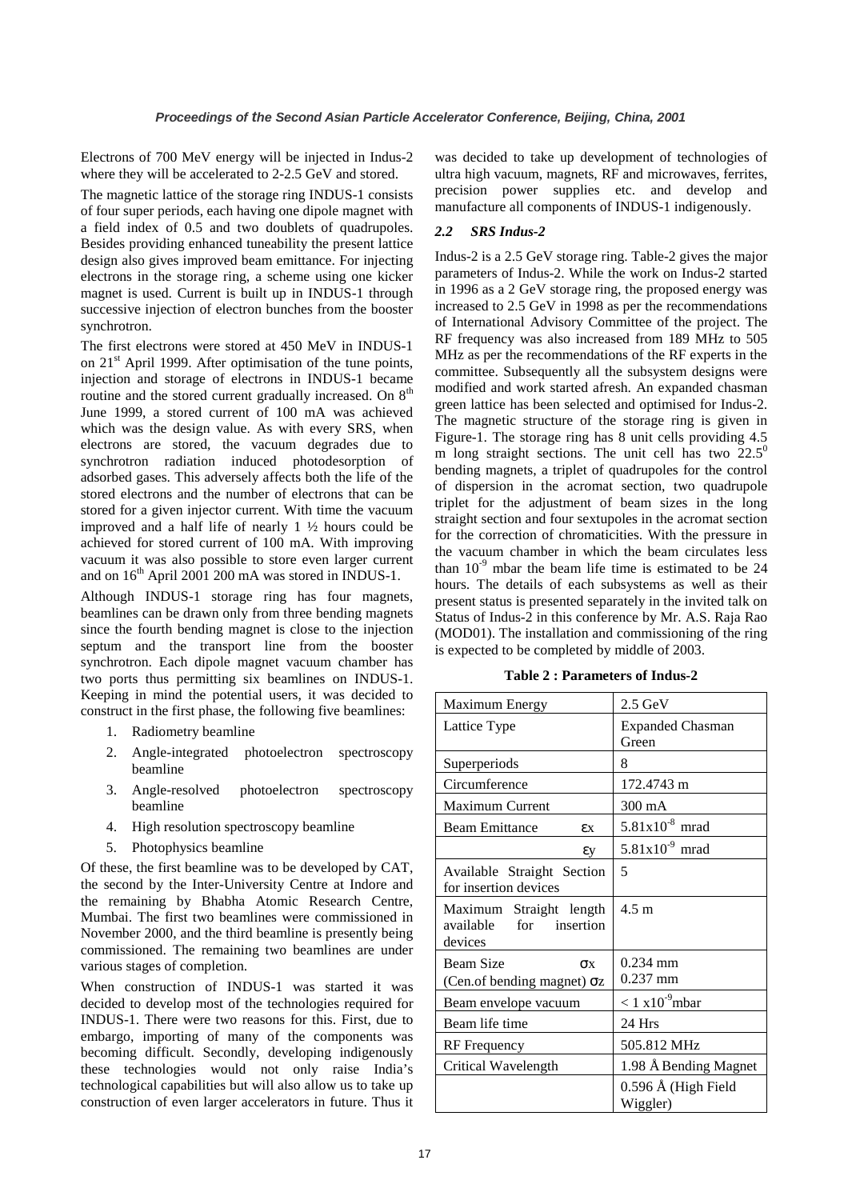Electrons of 700 MeV energy will be injected in Indus-2 where they will be accelerated to 2-2.5 GeV and stored.

The magnetic lattice of the storage ring INDUS-1 consists of four super periods, each having one dipole magnet with a field index of 0.5 and two doublets of quadrupoles. Besides providing enhanced tuneability the present lattice design also gives improved beam emittance. For injecting electrons in the storage ring, a scheme using one kicker magnet is used. Current is built up in INDUS-1 through successive injection of electron bunches from the booster synchrotron.

The first electrons were stored at 450 MeV in INDUS-1 on 21st April 1999. After optimisation of the tune points, injection and storage of electrons in INDUS-1 became routine and the stored current gradually increased. On 8th June 1999, a stored current of 100 mA was achieved which was the design value. As with every SRS, when electrons are stored, the vacuum degrades due to synchrotron radiation induced photodesorption of adsorbed gases. This adversely affects both the life of the stored electrons and the number of electrons that can be stored for a given injector current. With time the vacuum improved and a half life of nearly 1 ½ hours could be achieved for stored current of 100 mA. With improving vacuum it was also possible to store even larger current and on 16th April 2001 200 mA was stored in INDUS-1.

Although INDUS-1 storage ring has four magnets, beamlines can be drawn only from three bending magnets since the fourth bending magnet is close to the injection septum and the transport line from the booster synchrotron. Each dipole magnet vacuum chamber has two ports thus permitting six beamlines on INDUS-1. Keeping in mind the potential users, it was decided to construct in the first phase, the following five beamlines:

1. Radiometry beamline
2. Angle-integrated photoelectron spectroscopy beamline
3. Angle-resolved photoelectron spectroscopy beamline
4. High resolution spectroscopy beamline
5. Photophysics beamline

Of these, the first beamline was to be developed by CAT, the second by the Inter-University Centre at Indore and the remaining by Bhabha Atomic Research Centre, Mumbai. The first two beamlines were commissioned in November 2000, and the third beamline is presently being commissioned. The remaining two beamlines are under various stages of completion.

When construction of INDUS-1 was started it was decided to develop most of the technologies required for INDUS-1. There were two reasons for this. First, due to embargo, importing of many of the components was becoming difficult. Secondly, developing indigenously these technologies would not only raise India's technological capabilities but will also allow us to take up construction of even larger accelerators in future. Thus it was decided to take up development of technologies of ultra high vacuum, magnets, RF and microwaves, ferrites, precision power supplies etc. and develop and manufacture all components of INDUS-1 indigenously.

### *2.2 SRS Indus-2*

Indus-2 is a 2.5 GeV storage ring. Table-2 gives the major parameters of Indus-2. While the work on Indus-2 started in 1996 as a 2 GeV storage ring, the proposed energy was increased to 2.5 GeV in 1998 as per the recommendations of International Advisory Committee of the project. The RF frequency was also increased from 189 MHz to 505 MHz as per the recommendations of the RF experts in the committee. Subsequently all the subsystem designs were modified and work started afresh. An expanded chasman green lattice has been selected and optimised for Indus-2. The magnetic structure of the storage ring is given in Figure-1. The storage ring has 8 unit cells providing 4.5 m long straight sections. The unit cell has two $22.5^0$ bending magnets, a triplet of quadrupoles for the control of dispersion in the acromat section, two quadrupole triplet for the adjustment of beam sizes in the long straight section and four sextupoles in the acromat section for the correction of chromaticities. With the pressure in the vacuum chamber in which the beam circulates less than $10^{-9}$ mbar the beam life time is estimated to be 24 hours. The details of each subsystems as well as their present status is presented separately in the invited talk on Status of Indus-2 in this conference by Mr. A.S. Raja Rao (MOD01). The installation and commissioning of the ring is expected to be completed by middle of 2003.

**Table 2 : Parameters of Indus-2**

| | |
|---|---|
| Maximum Energy | 2.5 GeV |
| Lattice Type | Expanded Chasman Green |
| Superperiods | 8 |
| Circumference | 172.4743 m |
| Maximum Current | 300 mA |
| Beam Emittance $\varepsilon_x$ | $5.81 \times 10^{-8}$ mrad |
| $\varepsilon_y$ | $5.81 \times 10^{-9}$ mrad |
| Available Straight Section for insertion devices | 5 |
| Maximum Straight length available for insertion devices | 4.5 m |
| Beam Size $\sigma_x$ (Cen.of bending magnet) $\sigma_z$ | 0.234 mm 0.237 mm |
| Beam envelope vacuum | $< 1 \times 10^{-9}$ mbar |
| Beam life time | 24 Hrs |
| RF Frequency | 505.812 MHz |
| Critical Wavelength | 1.98 Å Bending Magnet |
| | 0.596 Å (High Field Wiggler) |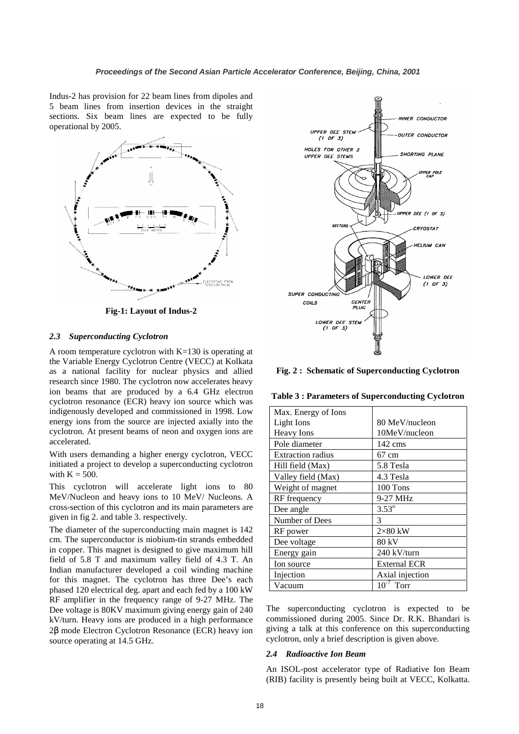Indus-2 has provision for 22 beam lines from dipoles and 5 beam lines from insertion devices in the straight sections. Six beam lines are expected to be fully operational by 2005.

**Fig-1: Layout of Indus-2**

### *2.3 Superconducting Cyclotron*

A room temperature cyclotron with K=130 is operating at the Variable Energy Cyclotron Centre (VECC) at Kolkata as a national facility for nuclear physics and allied research since 1980. The cyclotron now accelerates heavy ion beams that are produced by a 6.4 GHz electron cyclotron resonance (ECR) heavy ion source which was indigenously developed and commissioned in 1998. Low energy ions from the source are injected axially into the cyclotron. At present beams of neon and oxygen ions are accelerated.

With users demanding a higher energy cyclotron, VECC initiated a project to develop a superconducting cyclotron with K = 500.

This cyclotron will accelerate light ions to 80 MeV/Nucleon and heavy ions to 10 MeV/ Nucleons. A cross-section of this cyclotron and its main parameters are given in fig 2. and table 3. respectively.

The diameter of the superconducting main magnet is 142 cm. The superconductor is niobium-tin strands embedded in copper. This magnet is designed to give maximum hill field of 5.8 T and maximum valley field of 4.3 T. An Indian manufacturer developed a coil winding machine for this magnet. The cyclotron has three Dee's each phased 120 electrical deg. apart and each fed by a 100 kW RF amplifier in the frequency range of 9-27 MHz. The Dee voltage is 80KV maximum giving energy gain of 240 kV/turn. Heavy ions are produced in a high performance 2β mode Electron Cyclotron Resonance (ECR) heavy ion source operating at 14.5 GHz.

**Fig. 2 : Schematic of Superconducting Cyclotron**

**Table 3 : Parameters of Superconducting Cyclotron**

| Max. Energy of Ions | |
|---|---|
| Light Ions | 80 MeV/nucleon |
| Heavy Ions | 10MeV/nucleon |
| Pole diameter | 142 cms |
| Extraction radius | 67 cm |
| Hill field (Max) | 5.8 Tesla |
| Valley field (Max) | 4.3 Tesla |
| Weight of magnet | 100 Tons |
| RF frequency | 9-27 MHz |
| Dee angle | $3.53^{o}$ |
| Number of Dees | 3 |
| RF power | $2\times80$ kW |
| Dee voltage | 80 kV |
| Energy gain | 240 kV/turn |
| Ion source | External ECR |
| Injection | Axial injection |
| Vacuum | $10^{-7}$ Torr |

The superconducting cyclotron is expected to be commissioned during 2005. Since Dr. R.K. Bhandari is giving a talk at this conference on this superconducting cyclotron, only a brief description is given above.

### *2.4 Radioactive Ion Beam*

An ISOL-post accelerator type of Radiative Ion Beam (RIB) facility is presently being built at VECC, Kolkatta.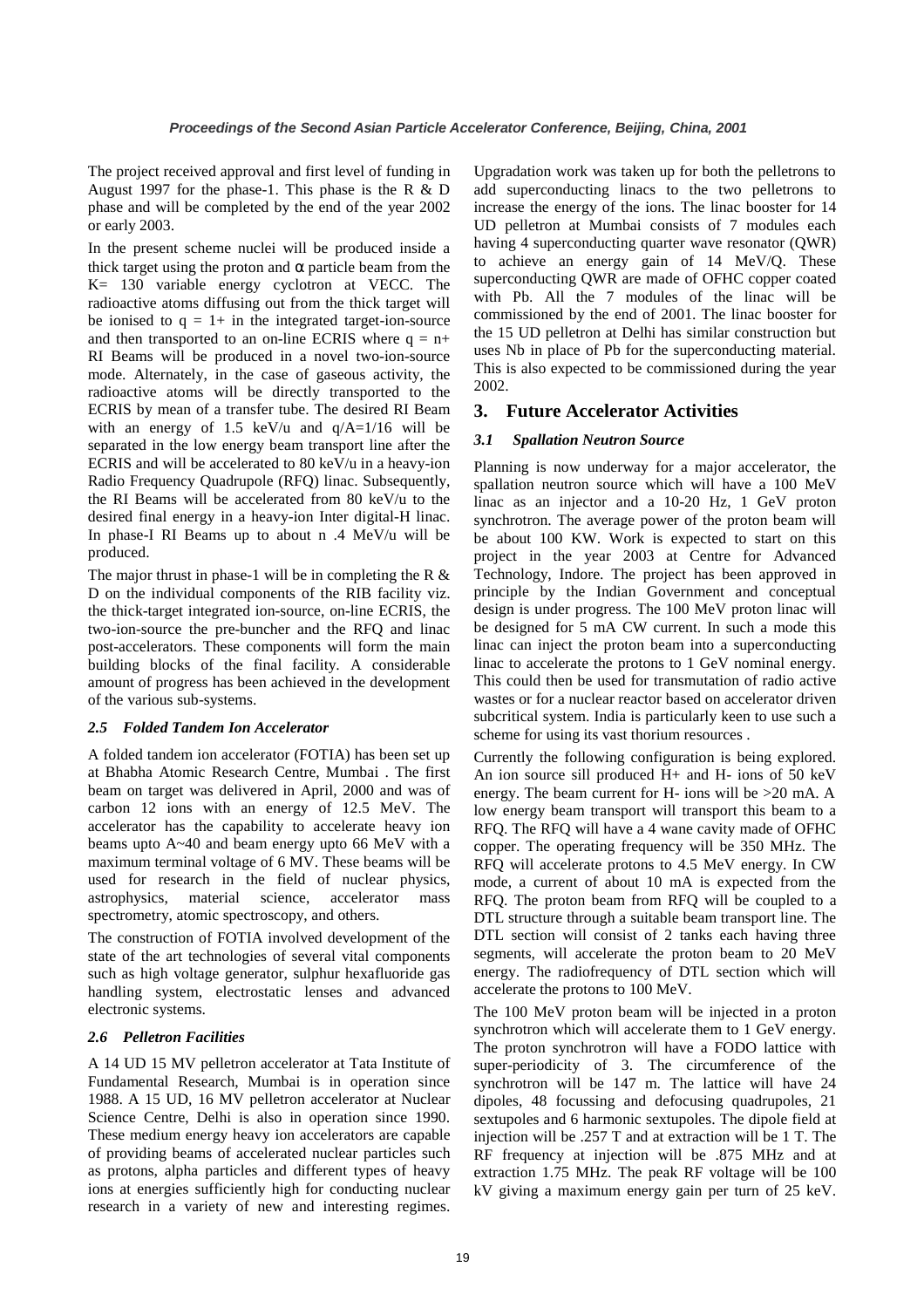The project received approval and first level of funding in August 1997 for the phase-1. This phase is the R & D phase and will be completed by the end of the year 2002 or early 2003.

In the present scheme nuclei will be produced inside a thick target using the proton and α particle beam from the K= 130 variable energy cyclotron at VECC. The radioactive atoms diffusing out from the thick target will be ionised to q = 1+ in the integrated target-ion-source and then transported to an on-line ECRIS where q = n+ RI Beams will be produced in a novel two-ion-source mode. Alternately, in the case of gaseous activity, the radioactive atoms will be directly transported to the ECRIS by mean of a transfer tube. The desired RI Beam with an energy of 1.5 keV/u and q/A=1/16 will be separated in the low energy beam transport line after the ECRIS and will be accelerated to 80 keV/u in a heavy-ion Radio Frequency Quadrupole (RFQ) linac. Subsequently, the RI Beams will be accelerated from 80 keV/u to the desired final energy in a heavy-ion Inter digital-H linac. In phase-I RI Beams up to about n .4 MeV/u will be produced.

The major thrust in phase-1 will be in completing the R & D on the individual components of the RIB facility viz. the thick-target integrated ion-source, on-line ECRIS, the two-ion-source the pre-buncher and the RFQ and linac post-accelerators. These components will form the main building blocks of the final facility. A considerable amount of progress has been achieved in the development of the various sub-systems.

### *2.5 Folded Tandem Ion Accelerator*

A folded tandem ion accelerator (FOTIA) has been set up at Bhabha Atomic Research Centre, Mumbai . The first beam on target was delivered in April, 2000 and was of carbon 12 ions with an energy of 12.5 MeV. The accelerator has the capability to accelerate heavy ion beams upto A~40 and beam energy upto 66 MeV with a maximum terminal voltage of 6 MV. These beams will be used for research in the field of nuclear physics, astrophysics, material science, accelerator mass spectrometry, atomic spectroscopy, and others.

The construction of FOTIA involved development of the state of the art technologies of several vital components such as high voltage generator, sulphur hexafluoride gas handling system, electrostatic lenses and advanced electronic systems.

### *2.6 Pelletron Facilities*

A 14 UD 15 MV pelletron accelerator at Tata Institute of Fundamental Research, Mumbai is in operation since 1988. A 15 UD, 16 MV pelletron accelerator at Nuclear Science Centre, Delhi is also in operation since 1990. These medium energy heavy ion accelerators are capable of providing beams of accelerated nuclear particles such as protons, alpha particles and different types of heavy ions at energies sufficiently high for conducting nuclear research in a variety of new and interesting regimes. Upgradation work was taken up for both the pelletrons to add superconducting linacs to the two pelletrons to increase the energy of the ions. The linac booster for 14 UD pelletron at Mumbai consists of 7 modules each having 4 superconducting quarter wave resonator (QWR) to achieve an energy gain of 14 MeV/Q. These superconducting QWR are made of OFHC copper coated with Pb. All the 7 modules of the linac will be commissioned by the end of 2001. The linac booster for the 15 UD pelletron at Delhi has similar construction but uses Nb in place of Pb for the superconducting material. This is also expected to be commissioned during the year 2002.

## 3. Future Accelerator Activities

### *3.1 Spallation Neutron Source*

Planning is now underway for a major accelerator, the spallation neutron source which will have a 100 MeV linac as an injector and a 10-20 Hz, 1 GeV proton synchrotron. The average power of the proton beam will be about 100 KW. Work is expected to start on this project in the year 2003 at Centre for Advanced Technology, Indore. The project has been approved in principle by the Indian Government and conceptual design is under progress. The 100 MeV proton linac will be designed for 5 mA CW current. In such a mode this linac can inject the proton beam into a superconducting linac to accelerate the protons to 1 GeV nominal energy. This could then be used for transmutation of radio active wastes or for a nuclear reactor based on accelerator driven subcritical system. India is particularly keen to use such a scheme for using its vast thorium resources .

Currently the following configuration is being explored. An ion source sill produced H+ and H- ions of 50 keV energy. The beam current for H- ions will be >20 mA. A low energy beam transport will transport this beam to a RFQ. The RFQ will have a 4 wane cavity made of OFHC copper. The operating frequency will be 350 MHz. The RFQ will accelerate protons to 4.5 MeV energy. In CW mode, a current of about 10 mA is expected from the RFQ. The proton beam from RFQ will be coupled to a DTL structure through a suitable beam transport line. The DTL section will consist of 2 tanks each having three segments, will accelerate the proton beam to 20 MeV energy. The radiofrequency of DTL section which will accelerate the protons to 100 MeV.

The 100 MeV proton beam will be injected in a proton synchrotron which will accelerate them to 1 GeV energy. The proton synchrotron will have a FODO lattice with super-periodicity of 3. The circumference of the synchrotron will be 147 m. The lattice will have 24 dipoles, 48 focussing and defocusing quadrupoles, 21 sextupoles and 6 harmonic sextupoles. The dipole field at injection will be .257 T and at extraction will be 1 T. The RF frequency at injection will be .875 MHz and at extraction 1.75 MHz. The peak RF voltage will be 100 kV giving a maximum energy gain per turn of 25 keV.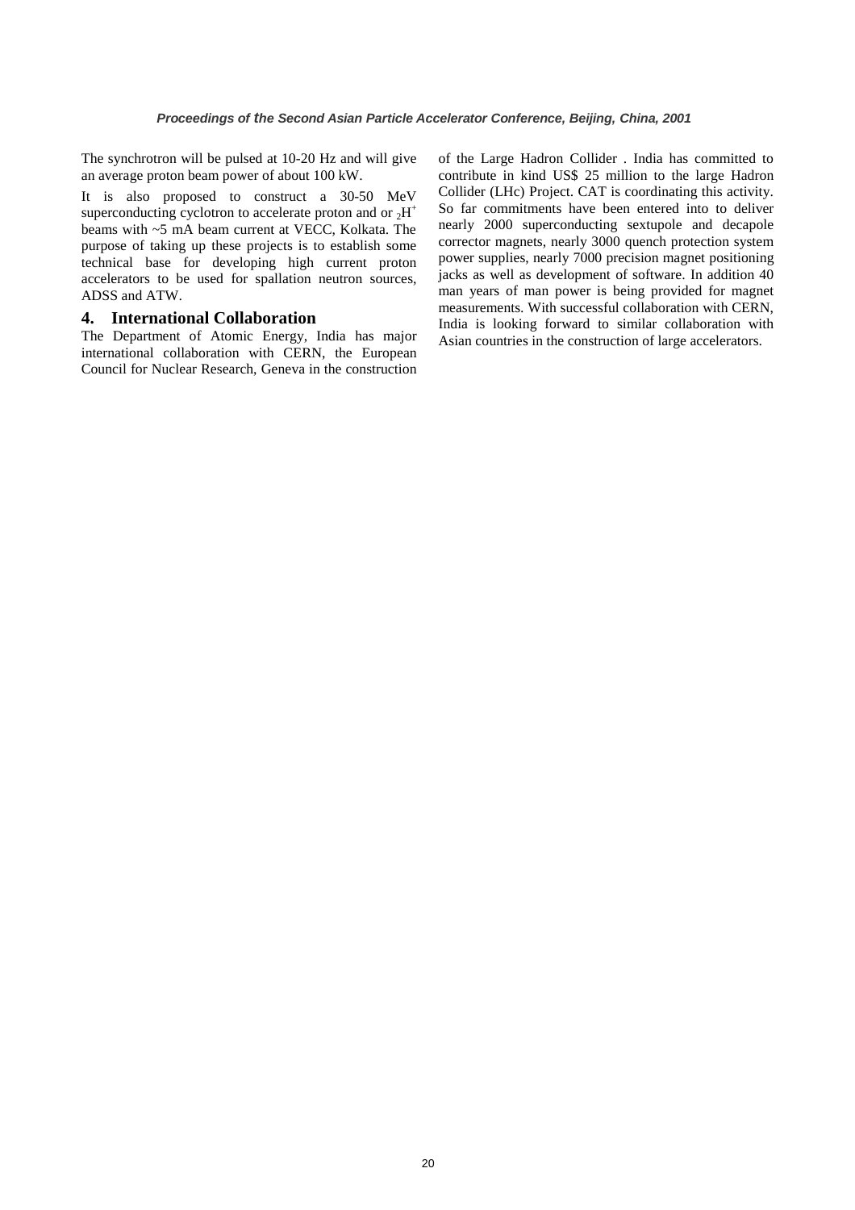The synchrotron will be pulsed at 10-20 Hz and will give an average proton beam power of about 100 kW.

It is also proposed to construct a 30-50 MeV superconducting cyclotron to accelerate proton and or $_2H^+$ beams with ~5 mA beam current at VECC, Kolkata. The purpose of taking up these projects is to establish some technical base for developing high current proton accelerators to be used for spallation neutron sources, ADSS and ATW.

## 4. International Collaboration

The Department of Atomic Energy, India has major international collaboration with CERN, the European Council for Nuclear Research, Geneva in the construction of the Large Hadron Collider . India has committed to contribute in kind US$ 25 million to the large Hadron Collider (LHc) Project. CAT is coordinating this activity. So far commitments have been entered into to deliver nearly 2000 superconducting sextupole and decapole corrector magnets, nearly 3000 quench protection system power supplies, nearly 7000 precision magnet positioning jacks as well as development of software. In addition 40 man years of man power is being provided for magnet measurements. With successful collaboration with CERN, India is looking forward to similar collaboration with Asian countries in the construction of large accelerators.